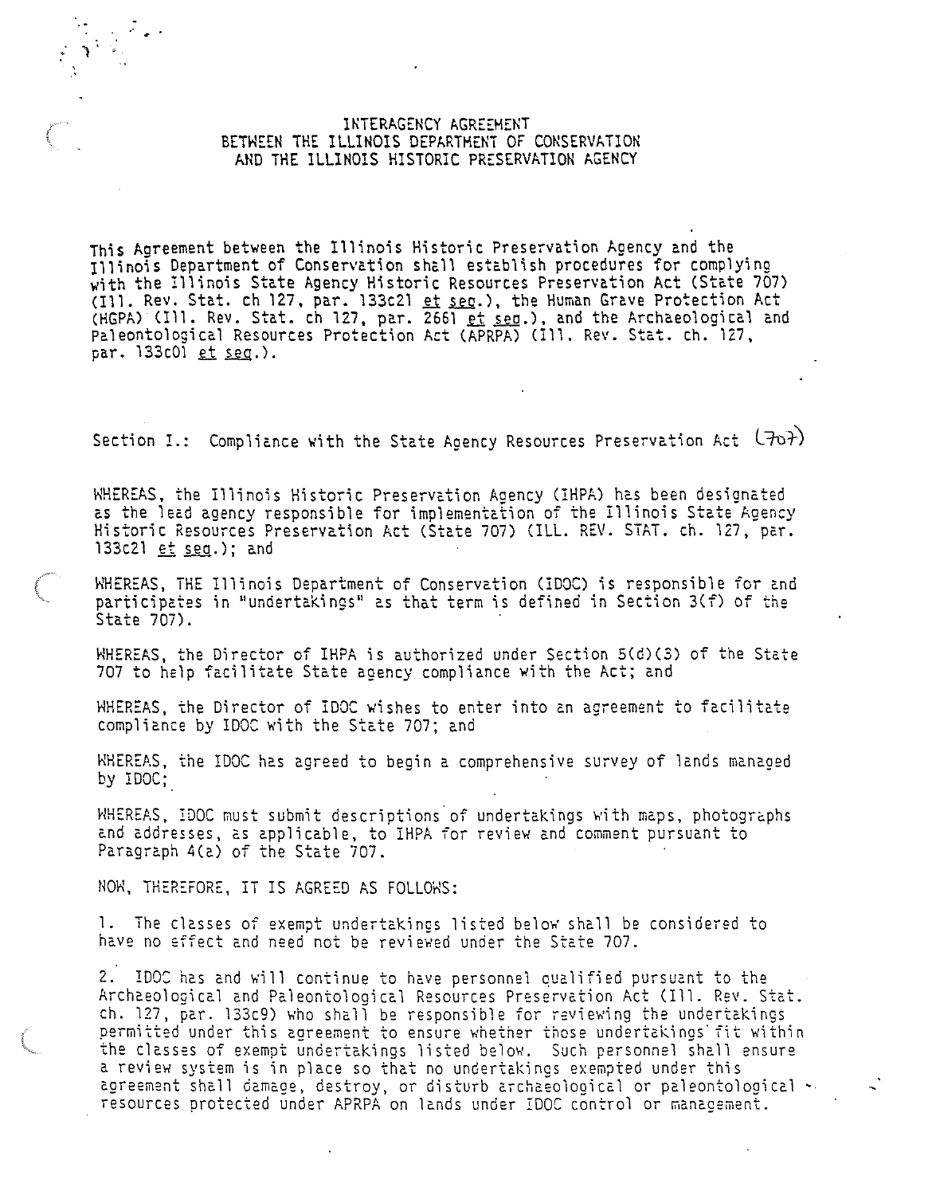# INTERAGENCY AGREEMENT
# BETWEEN THE ILLINOIS DEPARTMENT OF CONSERVATION
# AND THE ILLINOIS HISTORIC PRESERVATION AGENCY

This Agreement between the Illinois Historic Preservation Agency and the Illinois Department of Conservation shall establish procedures for complying with the Illinois State Agency Historic Resources Preservation Act (State 707) (Ill. Rev. Stat. ch 127, par. 133c21 *et seq*.), the Human Grave Protection Act (HGPA) (Ill. Rev. Stat. ch 127, par. 2661 *et seq*.), and the Archaeological and Paleontological Resources Protection Act (APRPA) (Ill. Rev. Stat. ch. 127, par. 133c01 *et seq*.).

## Section I.: Compliance with the State Agency Resources Preservation Act (707)

WHEREAS, the Illinois Historic Preservation Agency (IHPA) has been designated as the lead agency responsible for implementation of the Illinois State Agency Historic Resources Preservation Act (State 707) (ILL. REV. STAT. ch. 127, par. 133c21 *et seq*.); and

WHEREAS, THE Illinois Department of Conservation (IDOC) is responsible for and participates in "undertakings" as that term is defined in Section 3(f) of the State 707).

WHEREAS, the Director of IHPA is authorized under Section 5(d)(3) of the State 707 to help facilitate State agency compliance with the Act; and

WHEREAS, the Director of IDOC wishes to enter into an agreement to facilitate compliance by IDOC with the State 707; and

WHEREAS, the IDOC has agreed to begin a comprehensive survey of lands managed by IDOC;

WHEREAS, IDOC must submit descriptions of undertakings with maps, photographs and addresses, as applicable, to IHPA for review and comment pursuant to Paragraph 4(a) of the State 707.

NOW, THEREFORE, IT IS AGREED AS FOLLOWS:

1. The classes of exempt undertakings listed below shall be considered to have no effect and need not be reviewed under the State 707.

2. IDOC has and will continue to have personnel qualified pursuant to the Archaeological and Paleontological Resources Preservation Act (Ill. Rev. Stat. ch. 127, par. 133c9) who shall be responsible for reviewing the undertakings permitted under this agreement to ensure whether those undertakings fit within the classes of exempt undertakings listed below. Such personnel shall ensure a review system is in place so that no undertakings exempted under this agreement shall damage, destroy, or disturb archaeological or paleontological resources protected under APRPA on lands under IDOC control or management.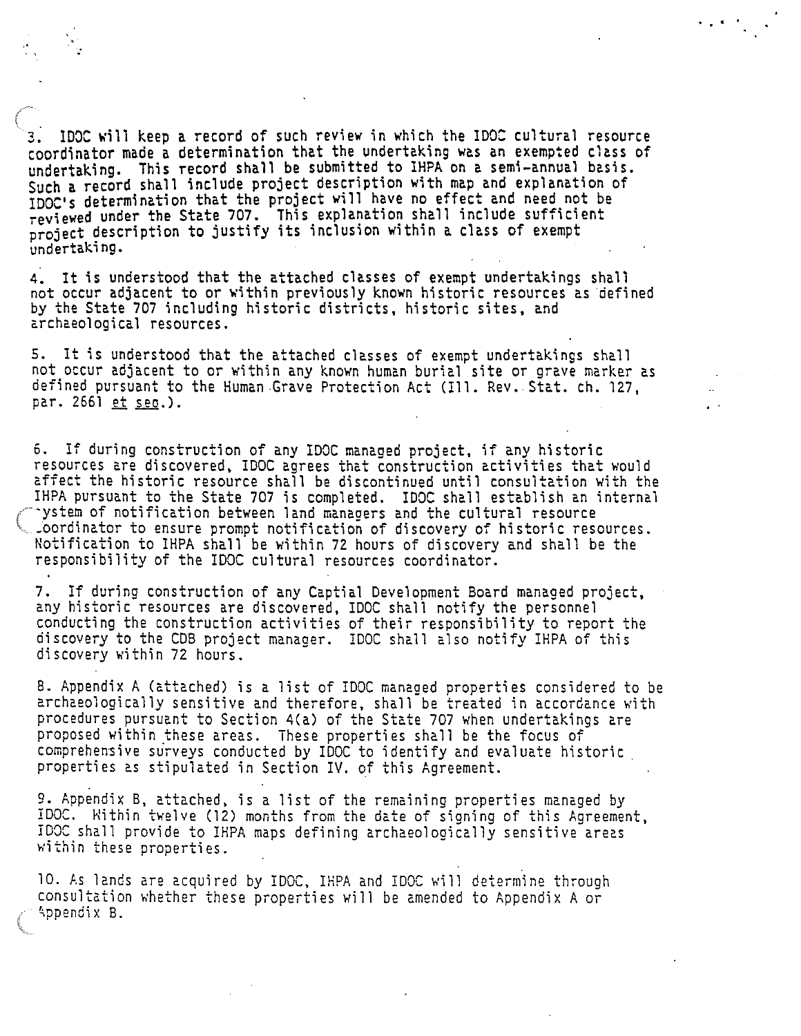3. IDOC will keep a record of such review in which the IDOC cultural resource coordinator made a determination that the undertaking was an exempted class of undertaking. This record shall be submitted to IHPA on a semi-annual basis. Such a record shall include project description with map and explanation of IDOC's determination that the project will have no effect and need not be reviewed under the State 707. This explanation shall include sufficient project description to justify its inclusion within a class of exempt undertaking.

4. It is understood that the attached classes of exempt undertakings shall not occur adjacent to or within previously known historic resources as defined by the State 707 including historic districts, historic sites, and archaeological resources.

5. It is understood that the attached classes of exempt undertakings shall not occur adjacent to or within any known human burial site or grave marker as defined pursuant to the Human Grave Protection Act (Ill. Rev. Stat. ch. 127, par. 2661 et seq.).

6. If during construction of any IDOC managed project, if any historic resources are discovered, IDOC agrees that construction activities that would affect the historic resource shall be discontinued until consultation with the IHPA pursuant to the State 707 is completed. IDOC shall establish an internal system of notification between land managers and the cultural resource coordinator to ensure prompt notification of discovery of historic resources. Notification to IHPA shall be within 72 hours of discovery and shall be the responsibility of the IDOC cultural resources coordinator.

7. If during construction of any Captial Development Board managed project, any historic resources are discovered, IDOC shall notify the personnel conducting the construction activities of their responsibility to report the discovery to the CDB project manager. IDOC shall also notify IHPA of this discovery within 72 hours.

8. Appendix A (attached) is a list of IDOC managed properties considered to be archaeologically sensitive and therefore, shall be treated in accordance with procedures pursuant to Section 4(a) of the State 707 when undertakings are proposed within these areas. These properties shall be the focus of comprehensive surveys conducted by IDOC to identify and evaluate historic properties as stipulated in Section IV. of this Agreement.

9. Appendix B, attached, is a list of the remaining properties managed by IDOC. Within twelve (12) months from the date of signing of this Agreement, IDOC shall provide to IHPA maps defining archaeologically sensitive areas within these properties.

10. As lands are acquired by IDOC, IHPA and IDOC will determine through consultation whether these properties will be amended to Appendix A or Appendix B.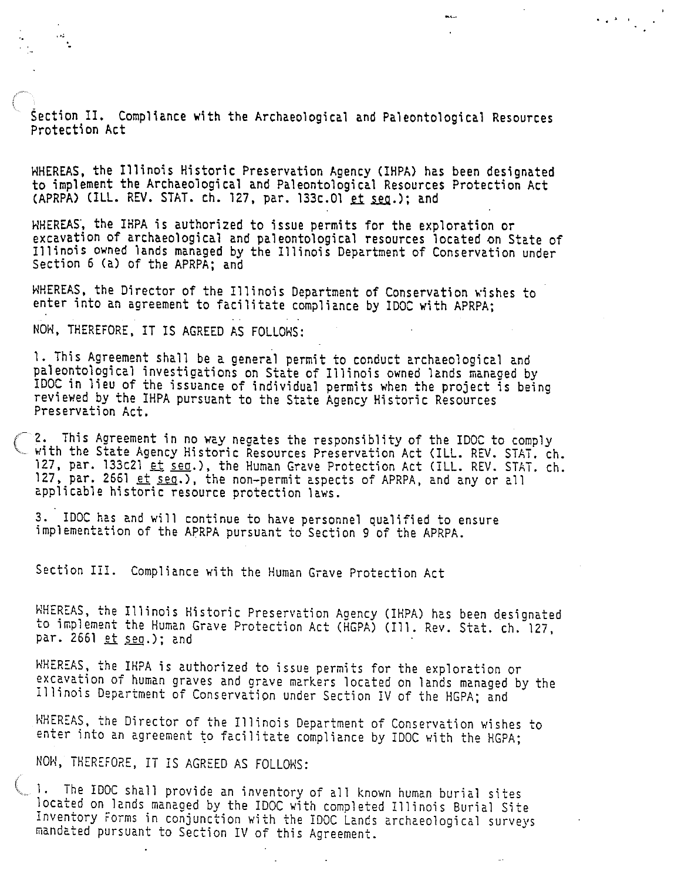## Section II. Compliance with the Archaeological and Paleontological Resources Protection Act

WHEREAS, the Illinois Historic Preservation Agency (IHPA) has been designated to implement the Archaeological and Paleontological Resources Protection Act (APRPA) (ILL. REV. STAT. ch. 127, par. 133c.01 *et seq.*); and

WHEREAS, the IHPA is authorized to issue permits for the exploration or excavation of archaeological and paleontological resources located on State of Illinois owned lands managed by the Illinois Department of Conservation under Section 6 (a) of the APRPA; and

WHEREAS, the Director of the Illinois Department of Conservation wishes to enter into an agreement to facilitate compliance by IDOC with APRPA;

NOW, THEREFORE, IT IS AGREED AS FOLLOWS:

1. This Agreement shall be a general permit to conduct archaeological and paleontological investigations on State of Illinois owned lands managed by IDOC in lieu of the issuance of individual permits when the project is being reviewed by the IHPA pursuant to the State Agency Historic Resources Preservation Act.

2. This Agreement in no way negates the responsiblity of the IDOC to comply with the State Agency Historic Resources Preservation Act (ILL. REV. STAT. ch. 127, par. 133c21 *et seq.*), the Human Grave Protection Act (ILL. REV. STAT. ch. 127, par. 2661 *et seq.*), the non-permit aspects of APRPA, and any or all applicable historic resource protection laws.

3. IDOC has and will continue to have personnel qualified to ensure implementation of the APRPA pursuant to Section 9 of the APRPA.

## Section III. Compliance with the Human Grave Protection Act

WHEREAS, the Illinois Historic Preservation Agency (IHPA) has been designated to implement the Human Grave Protection Act (HGPA) (Ill. Rev. Stat. ch. 127, par. 2661 *et seq.*); and

WHEREAS, the IHPA is authorized to issue permits for the exploration or excavation of human graves and grave markers located on lands managed by the Illinois Department of Conservation under Section IV of the HGPA; and

WHEREAS, the Director of the Illinois Department of Conservation wishes to enter into an agreement to facilitate compliance by IDOC with the HGPA;

NOW, THEREFORE, IT IS AGREED AS FOLLOWS:

1. The IDOC shall provide an inventory of all known human burial sites located on lands managed by the IDOC with completed Illinois Burial Site Inventory Forms in conjunction with the IDOC Lands archaeological surveys mandated pursuant to Section IV of this Agreement.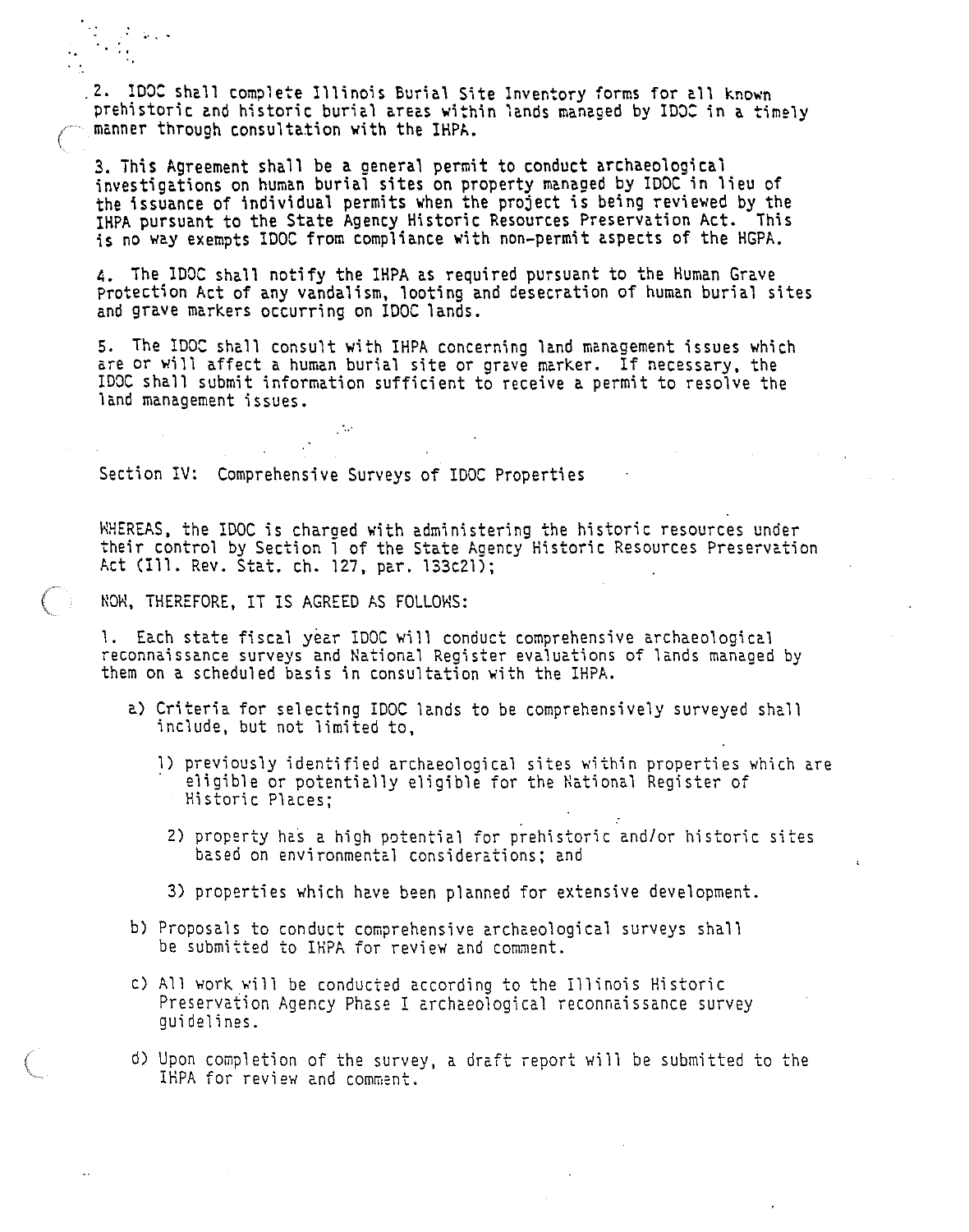2. IDOC shall complete Illinois Burial Site Inventory forms for all known prehistoric and historic burial areas within lands managed by IDOC in a timely manner through consultation with the IHPA.

3. This Agreement shall be a general permit to conduct archaeological investigations on human burial sites on property managed by IDOC in lieu of the issuance of individual permits when the project is being reviewed by the IHPA pursuant to the State Agency Historic Resources Preservation Act. This is no way exempts IDOC from compliance with non-permit aspects of the HGPA.

4. The IDOC shall notify the IHPA as required pursuant to the Human Grave Protection Act of any vandalism, looting and desecration of human burial sites and grave markers occurring on IDOC lands.

5. The IDOC shall consult with IHPA concerning land management issues which are or will affect a human burial site or grave marker. If necessary, the IDOC shall submit information sufficient to receive a permit to resolve the land management issues.

Section IV: Comprehensive Surveys of IDOC Properties

WHEREAS, the IDOC is charged with administering the historic resources under their control by Section 1 of the State Agency Historic Resources Preservation Act (Ill. Rev. Stat. ch. 127, par. 133c21);

NOW, THEREFORE, IT IS AGREED AS FOLLOWS:

1. Each state fiscal year IDOC will conduct comprehensive archaeological reconnaissance surveys and National Register evaluations of lands managed by them on a scheduled basis in consultation with the IHPA.

   a) Criteria for selecting IDOC lands to be comprehensively surveyed shall include, but not limited to,

      1) previously identified archaeological sites within properties which are eligible or potentially eligible for the National Register of Historic Places;

      2) property has a high potential for prehistoric and/or historic sites based on environmental considerations; and

      3) properties which have been planned for extensive development.

   b) Proposals to conduct comprehensive archaeological surveys shall be submitted to IHPA for review and comment.

   c) All work will be conducted according to the Illinois Historic Preservation Agency Phase I archaeological reconnaissance survey guidelines.

   d) Upon completion of the survey, a draft report will be submitted to the IHPA for review and comment.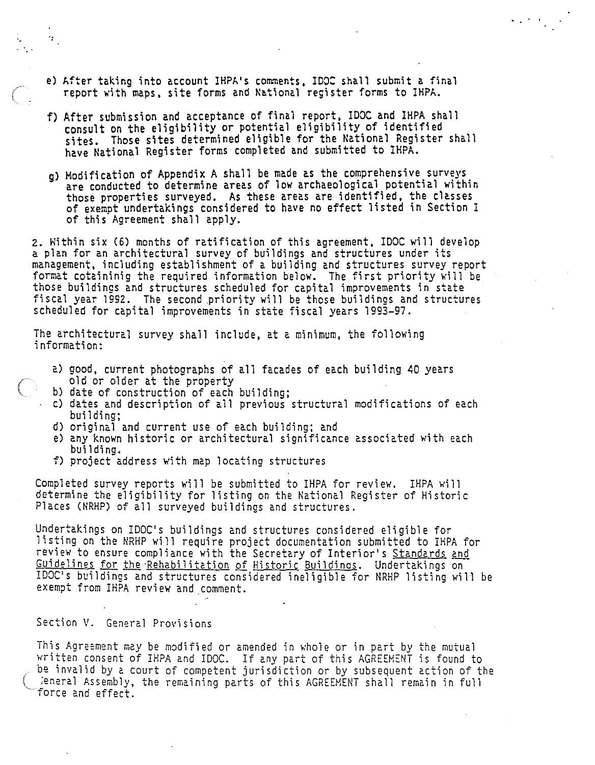e) After taking into account IHPA's comments, IDOC shall submit a final report with maps, site forms and National register forms to IHPA.

f) After submission and acceptance of final report, IDOC and IHPA shall consult on the eligibility or potential eligibility of identified sites. Those sites determined eligible for the National Register shall have National Register forms completed and submitted to IHPA.

g) Modification of Appendix A shall be made as the comprehensive surveys are conducted to determine areas of low archaeological potential within those properties surveyed. As these areas are identified, the classes of exempt undertakings considered to have no effect listed in Section I of this Agreement shall apply.

2. Within six (6) months of ratification of this agreement, IDOC will develop a plan for an architectural survey of buildings and structures under its management, including establishment of a building and structures survey report format cotaininig the required information below. The first priority will be those buildings and structures scheduled for capital improvements in state fiscal year 1992. The second priority will be those buildings and structures scheduled for capital improvements in state fiscal years 1993-97.

The architectural survey shall include, at a minimum, the following information:

a) good, current photographs of all facades of each building 40 years old or older at the property
b) date of construction of each building;
c) dates and description of all previous structural modifications of each building;
d) original and current use of each building; and
e) any known historic or architectural significance associated with each building.
f) project address with map locating structures

Completed survey reports will be submitted to IHPA for review. IHPA will determine the eligibility for listing on the National Register of Historic Places (NRHP) of all surveyed buildings and structures.

Undertakings on IDOC's buildings and structures considered eligible for listing on the NRHP will require project documentation submitted to IHPA for review to ensure compliance with the Secretary of Interior's Standards and Guidelines for the Rehabilitation of Historic Buildings. Undertakings on IDOC's buildings and structures considered ineligible for NRHP listing will be exempt from IHPA review and comment.

Section V. General Provisions

This Agreement may be modified or amended in whole or in part by the mutual written consent of IHPA and IDOC. If any part of this AGREEMENT is found to be invalid by a court of competent jurisdiction or by subsequent action of the General Assembly, the remaining parts of this AGREEMENT shall remain in full force and effect.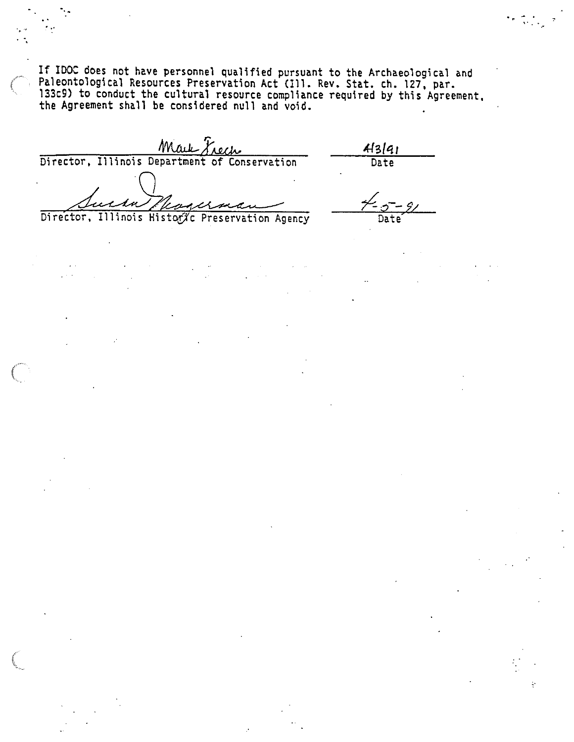If IDOC does not have personnel qualified pursuant to the Archaeological and Paleontological Resources Preservation Act (Ill. Rev. Stat. ch. 127, par. 133c9) to conduct the cultural resource compliance required by this Agreement, the Agreement shall be considered null and void.

Mark Frech — 4/3/91

Director, Illinois Department of Conservation — Date

Susan Mogerman — 4-5-91

Director, Illinois Historic Preservation Agency — Date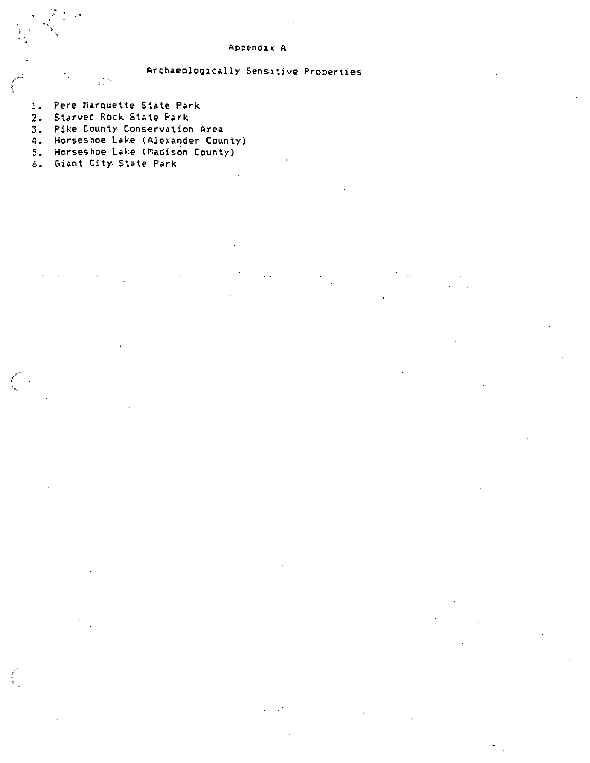# Appendix A

## Archaeologically Sensitive Properties

1. Pere Marquette State Park
2. Starved Rock State Park
3. Pike County Conservation Area
4. Horseshoe Lake (Alexander County)
5. Horseshoe Lake (Madison County)
6. Giant City State Park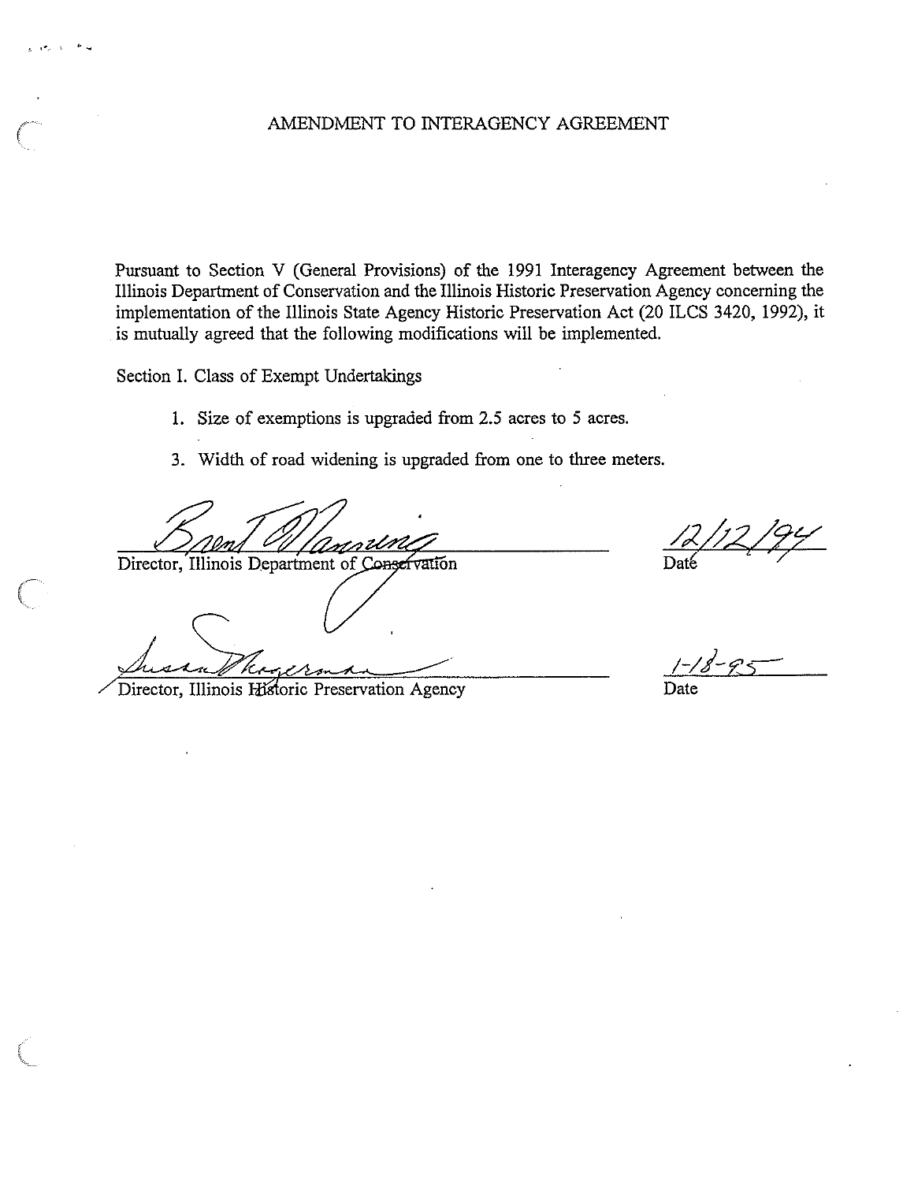# AMENDMENT TO INTERAGENCY AGREEMENT

Pursuant to Section V (General Provisions) of the 1991 Interagency Agreement between the Illinois Department of Conservation and the Illinois Historic Preservation Agency concerning the implementation of the Illinois State Agency Historic Preservation Act (20 ILCS 3420, 1992), it is mutually agreed that the following modifications will be implemented.

Section I. Class of Exempt Undertakings

1. Size of exemptions is upgraded from 2.5 acres to 5 acres.

3. Width of road widening is upgraded from one to three meters.

Brent Manning
Director, Illinois Department of Conservation

12/12/94
Date

Susan Mogerman
Director, Illinois Historic Preservation Agency

1-18-95
Date